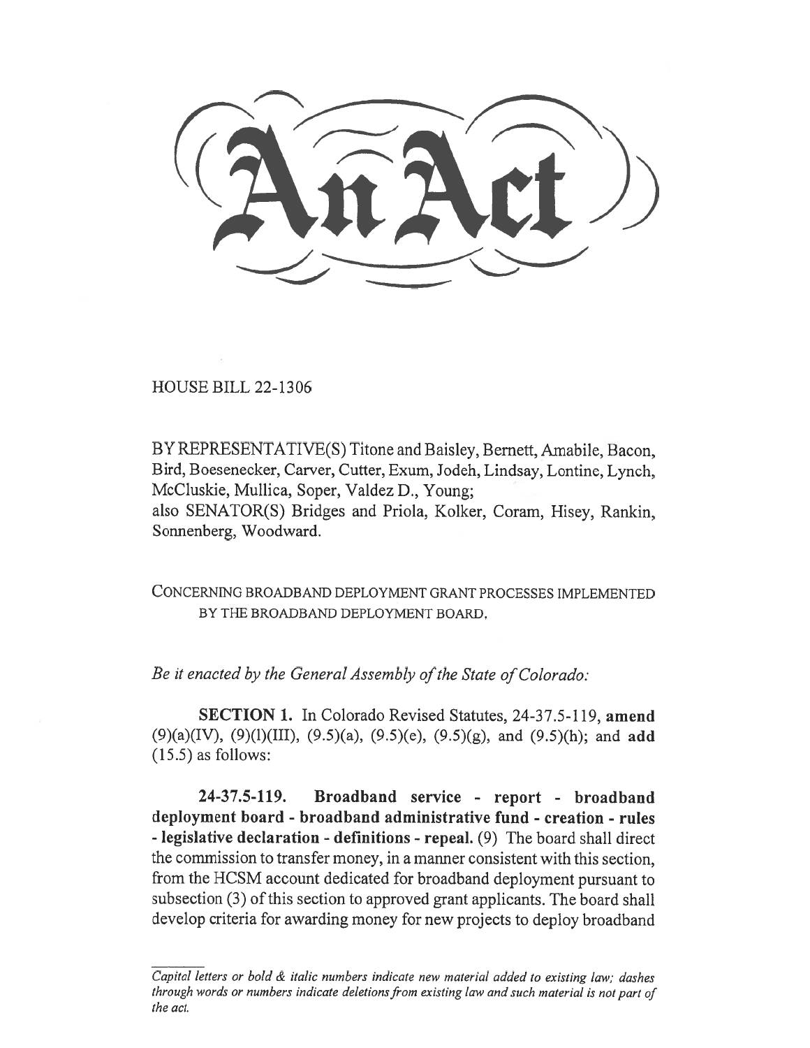# An Act

HOUSE BILL 22-1306

BY REPRESENTATIVE(S) Titone and Baisley, Bernett, Amabile, Bacon, Bird, Boesenecker, Carver, Cutter, Exum, Jodeh, Lindsay, Lontine, Lynch, McCluskie, Mullica, Soper, Valdez D., Young;
also SENATOR(S) Bridges and Priola, Kolker, Coram, Hisey, Rankin, Sonnenberg, Woodward.

CONCERNING BROADBAND DEPLOYMENT GRANT PROCESSES IMPLEMENTED BY THE BROADBAND DEPLOYMENT BOARD.

*Be it enacted by the General Assembly of the State of Colorado:*

**SECTION 1.** In Colorado Revised Statutes, 24-37.5-119, **amend** (9)(a)(IV), (9)(l)(III), (9.5)(a), (9.5)(e), (9.5)(g), and (9.5)(h); and **add** (15.5) as follows:

**24-37.5-119. Broadband service - report - broadband deployment board - broadband administrative fund - creation - rules - legislative declaration - definitions - repeal.** (9) The board shall direct the commission to transfer money, in a manner consistent with this section, from the HCSM account dedicated for broadband deployment pursuant to subsection (3) of this section to approved grant applicants. The board shall develop criteria for awarding money for new projects to deploy broadband

*Capital letters or bold & italic numbers indicate new material added to existing law; dashes through words or numbers indicate deletions from existing law and such material is not part of the act.*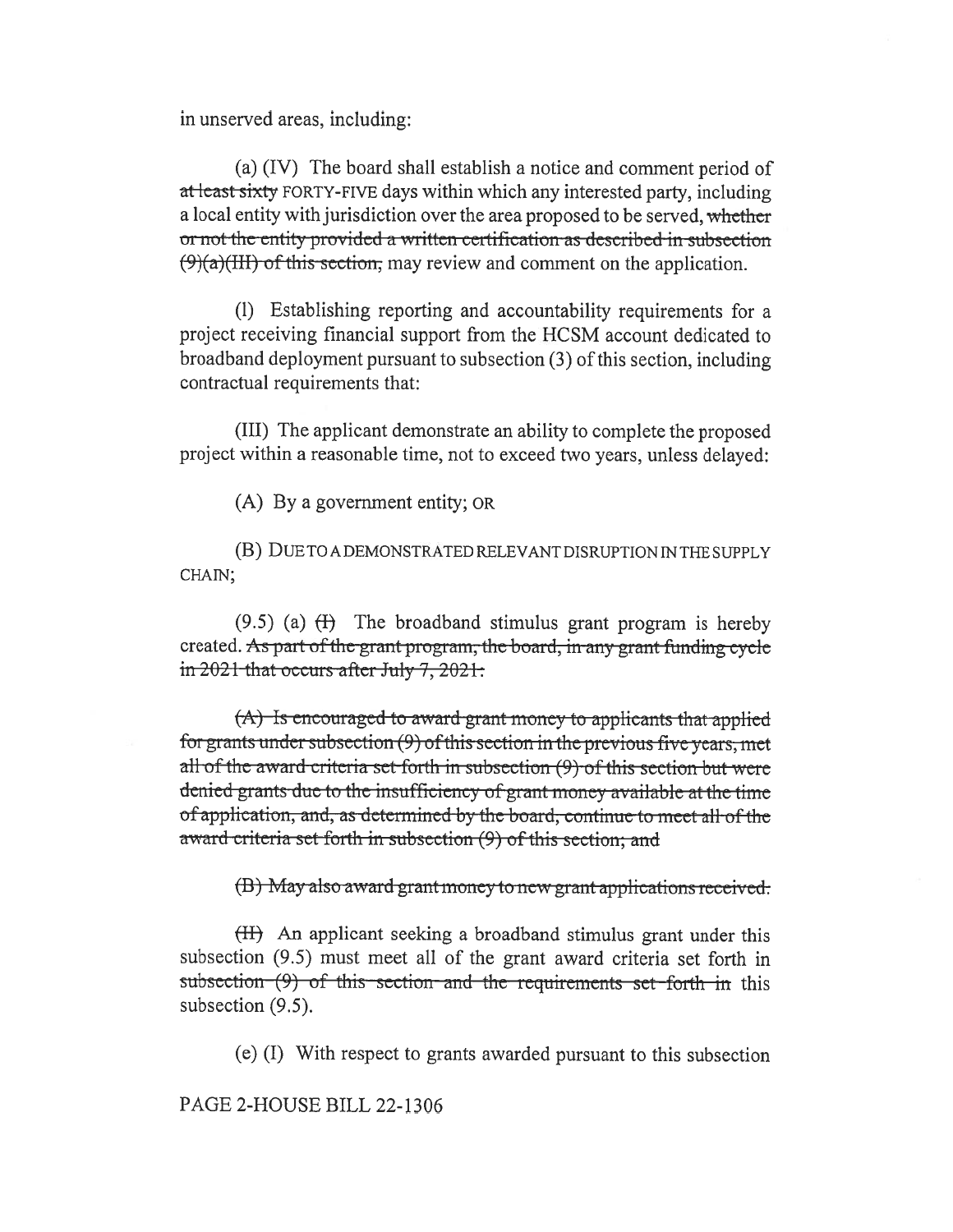in unserved areas, including:

(a) (IV) The board shall establish a notice and comment period of ~~at least sixty~~ FORTY-FIVE days within which any interested party, including a local entity with jurisdiction over the area proposed to be served, ~~whether or not the entity provided a written certification as described in subsection (9)(a)(III) of this section,~~ may review and comment on the application.

(l) Establishing reporting and accountability requirements for a project receiving financial support from the HCSM account dedicated to broadband deployment pursuant to subsection (3) of this section, including contractual requirements that:

(III) The applicant demonstrate an ability to complete the proposed project within a reasonable time, not to exceed two years, unless delayed:

(A) By a government entity; OR

(B) DUE TO A DEMONSTRATED RELEVANT DISRUPTION IN THE SUPPLY CHAIN;

(9.5) (a) ~~(I)~~ The broadband stimulus grant program is hereby created. ~~As part of the grant program, the board, in any grant funding cycle in 2021 that occurs after July 7, 2021:~~

~~(A) Is encouraged to award grant money to applicants that applied for grants under subsection (9) of this section in the previous five years, met all of the award criteria set forth in subsection (9) of this section but were denied grants due to the insufficiency of grant money available at the time of application, and, as determined by the board, continue to meet all of the award criteria set forth in subsection (9) of this section; and~~

~~(B) May also award grant money to new grant applications received.~~

~~(II)~~ An applicant seeking a broadband stimulus grant under this subsection (9.5) must meet all of the grant award criteria set forth in ~~subsection (9) of this section and the requirements set forth in~~ this subsection (9.5).

(e) (I) With respect to grants awarded pursuant to this subsection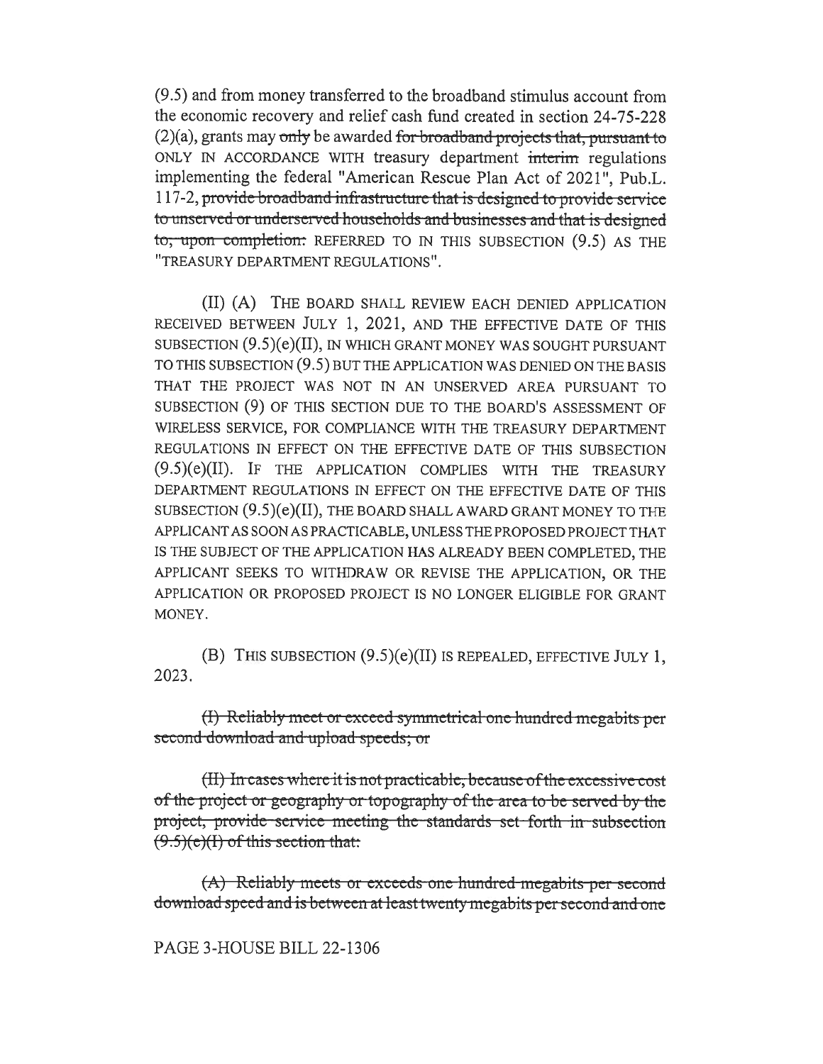(9.5) and from money transferred to the broadband stimulus account from the economic recovery and relief cash fund created in section 24-75-228 (2)(a), grants may ~~only~~ be awarded ~~for broadband projects that, pursuant to~~ ONLY IN ACCORDANCE WITH treasury department ~~interim~~ regulations implementing the federal "American Rescue Plan Act of 2021", Pub.L. 117-2, ~~provide broadband infrastructure that is designed to provide service to unserved or underserved households and businesses and that is designed to, upon completion:~~ REFERRED TO IN THIS SUBSECTION (9.5) AS THE "TREASURY DEPARTMENT REGULATIONS".

(II) (A) THE BOARD SHALL REVIEW EACH DENIED APPLICATION RECEIVED BETWEEN JULY 1, 2021, AND THE EFFECTIVE DATE OF THIS SUBSECTION (9.5)(e)(II), IN WHICH GRANT MONEY WAS SOUGHT PURSUANT TO THIS SUBSECTION (9.5) BUT THE APPLICATION WAS DENIED ON THE BASIS THAT THE PROJECT WAS NOT IN AN UNSERVED AREA PURSUANT TO SUBSECTION (9) OF THIS SECTION DUE TO THE BOARD'S ASSESSMENT OF WIRELESS SERVICE, FOR COMPLIANCE WITH THE TREASURY DEPARTMENT REGULATIONS IN EFFECT ON THE EFFECTIVE DATE OF THIS SUBSECTION (9.5)(e)(II). IF THE APPLICATION COMPLIES WITH THE TREASURY DEPARTMENT REGULATIONS IN EFFECT ON THE EFFECTIVE DATE OF THIS SUBSECTION (9.5)(e)(II), THE BOARD SHALL AWARD GRANT MONEY TO THE APPLICANT AS SOON AS PRACTICABLE, UNLESS THE PROPOSED PROJECT THAT IS THE SUBJECT OF THE APPLICATION HAS ALREADY BEEN COMPLETED, THE APPLICANT SEEKS TO WITHDRAW OR REVISE THE APPLICATION, OR THE APPLICATION OR PROPOSED PROJECT IS NO LONGER ELIGIBLE FOR GRANT MONEY.

(B) THIS SUBSECTION (9.5)(e)(II) IS REPEALED, EFFECTIVE JULY 1, 2023.

~~(I) Reliably meet or exceed symmetrical one hundred megabits per second download and upload speeds; or~~

~~(II) In cases where it is not practicable, because of the excessive cost of the project or geography or topography of the area to be served by the project, provide service meeting the standards set forth in subsection (9.5)(e)(I) of this section that:~~

~~(A) Reliably meets or exceeds one hundred megabits per second download speed and is between at least twenty megabits per second and one~~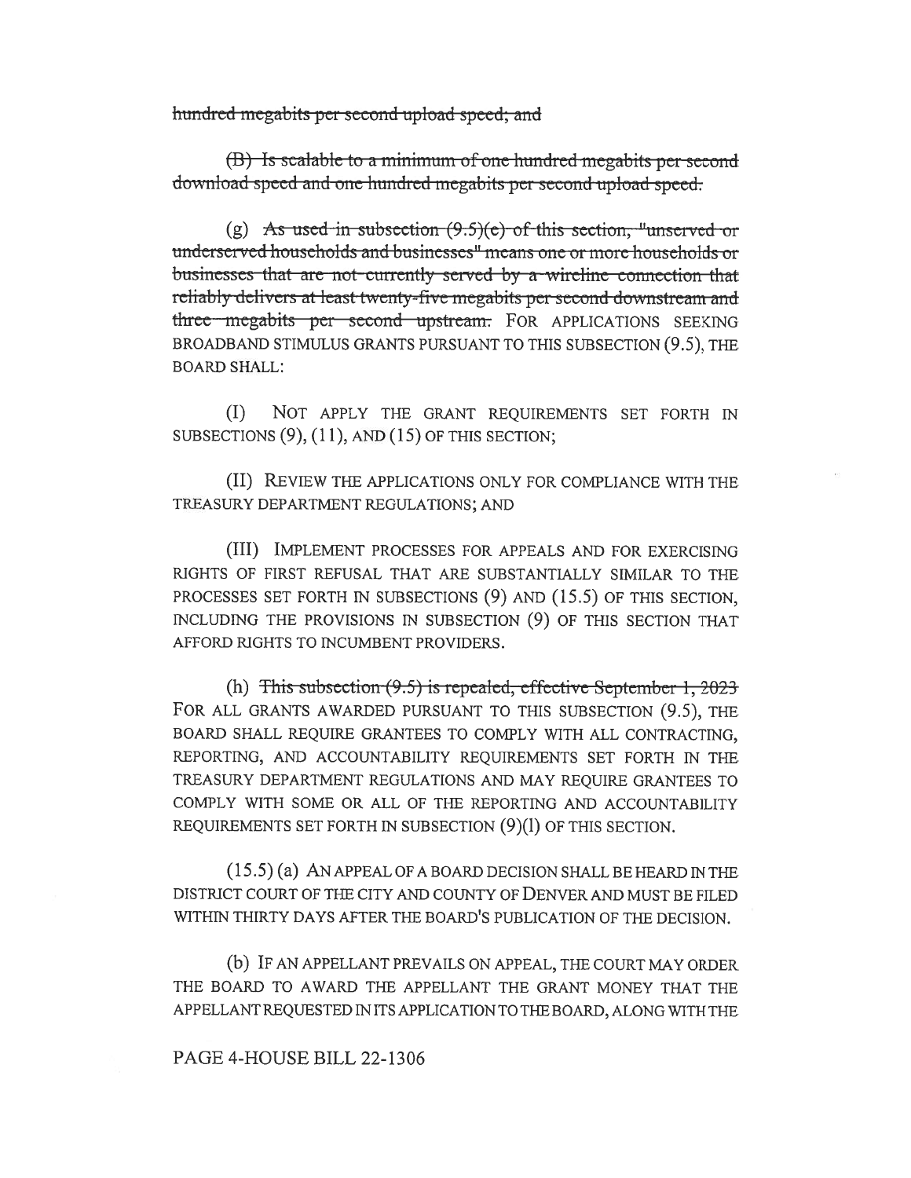~~hundred megabits per second upload speed; and~~

~~(B) Is scalable to a minimum of one hundred megabits per second download speed and one hundred megabits per second upload speed.~~

(g) ~~As used in subsection (9.5)(e) of this section, "unserved or underserved households and businesses" means one or more households or businesses that are not currently served by a wireline connection that reliably delivers at least twenty-five megabits per second downstream and three megabits per second upstream.~~ FOR APPLICATIONS SEEKING BROADBAND STIMULUS GRANTS PURSUANT TO THIS SUBSECTION (9.5), THE BOARD SHALL:

(I) NOT APPLY THE GRANT REQUIREMENTS SET FORTH IN SUBSECTIONS (9), (11), AND (15) OF THIS SECTION;

(II) REVIEW THE APPLICATIONS ONLY FOR COMPLIANCE WITH THE TREASURY DEPARTMENT REGULATIONS; AND

(III) IMPLEMENT PROCESSES FOR APPEALS AND FOR EXERCISING RIGHTS OF FIRST REFUSAL THAT ARE SUBSTANTIALLY SIMILAR TO THE PROCESSES SET FORTH IN SUBSECTIONS (9) AND (15.5) OF THIS SECTION, INCLUDING THE PROVISIONS IN SUBSECTION (9) OF THIS SECTION THAT AFFORD RIGHTS TO INCUMBENT PROVIDERS.

(h) ~~This subsection (9.5) is repealed, effective September 1, 2023~~ FOR ALL GRANTS AWARDED PURSUANT TO THIS SUBSECTION (9.5), THE BOARD SHALL REQUIRE GRANTEES TO COMPLY WITH ALL CONTRACTING, REPORTING, AND ACCOUNTABILITY REQUIREMENTS SET FORTH IN THE TREASURY DEPARTMENT REGULATIONS AND MAY REQUIRE GRANTEES TO COMPLY WITH SOME OR ALL OF THE REPORTING AND ACCOUNTABILITY REQUIREMENTS SET FORTH IN SUBSECTION (9)(l) OF THIS SECTION.

(15.5) (a) AN APPEAL OF A BOARD DECISION SHALL BE HEARD IN THE DISTRICT COURT OF THE CITY AND COUNTY OF DENVER AND MUST BE FILED WITHIN THIRTY DAYS AFTER THE BOARD'S PUBLICATION OF THE DECISION.

(b) IF AN APPELLANT PREVAILS ON APPEAL, THE COURT MAY ORDER THE BOARD TO AWARD THE APPELLANT THE GRANT MONEY THAT THE APPELLANT REQUESTED IN ITS APPLICATION TO THE BOARD, ALONG WITH THE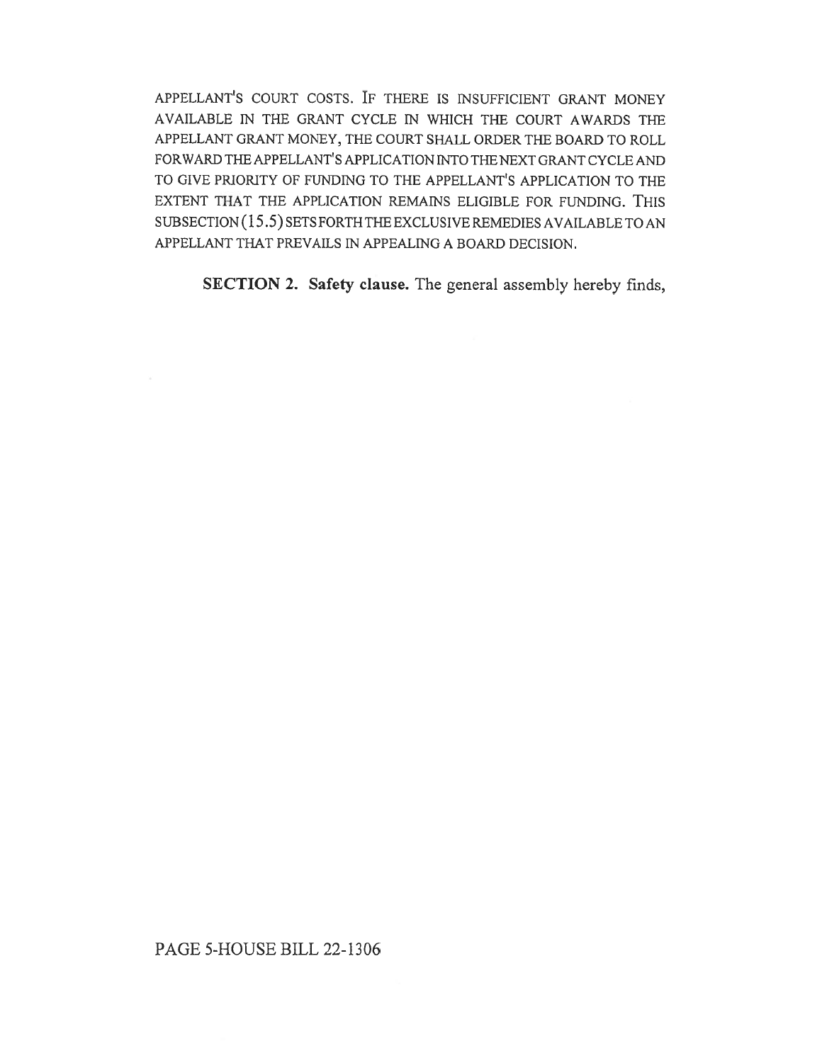APPELLANT'S COURT COSTS. IF THERE IS INSUFFICIENT GRANT MONEY AVAILABLE IN THE GRANT CYCLE IN WHICH THE COURT AWARDS THE APPELLANT GRANT MONEY, THE COURT SHALL ORDER THE BOARD TO ROLL FORWARD THE APPELLANT'S APPLICATION INTO THE NEXT GRANT CYCLE AND TO GIVE PRIORITY OF FUNDING TO THE APPELLANT'S APPLICATION TO THE EXTENT THAT THE APPLICATION REMAINS ELIGIBLE FOR FUNDING. THIS SUBSECTION (15.5) SETS FORTH THE EXCLUSIVE REMEDIES AVAILABLE TO AN APPELLANT THAT PREVAILS IN APPEALING A BOARD DECISION.

**SECTION 2. Safety clause.** The general assembly hereby finds,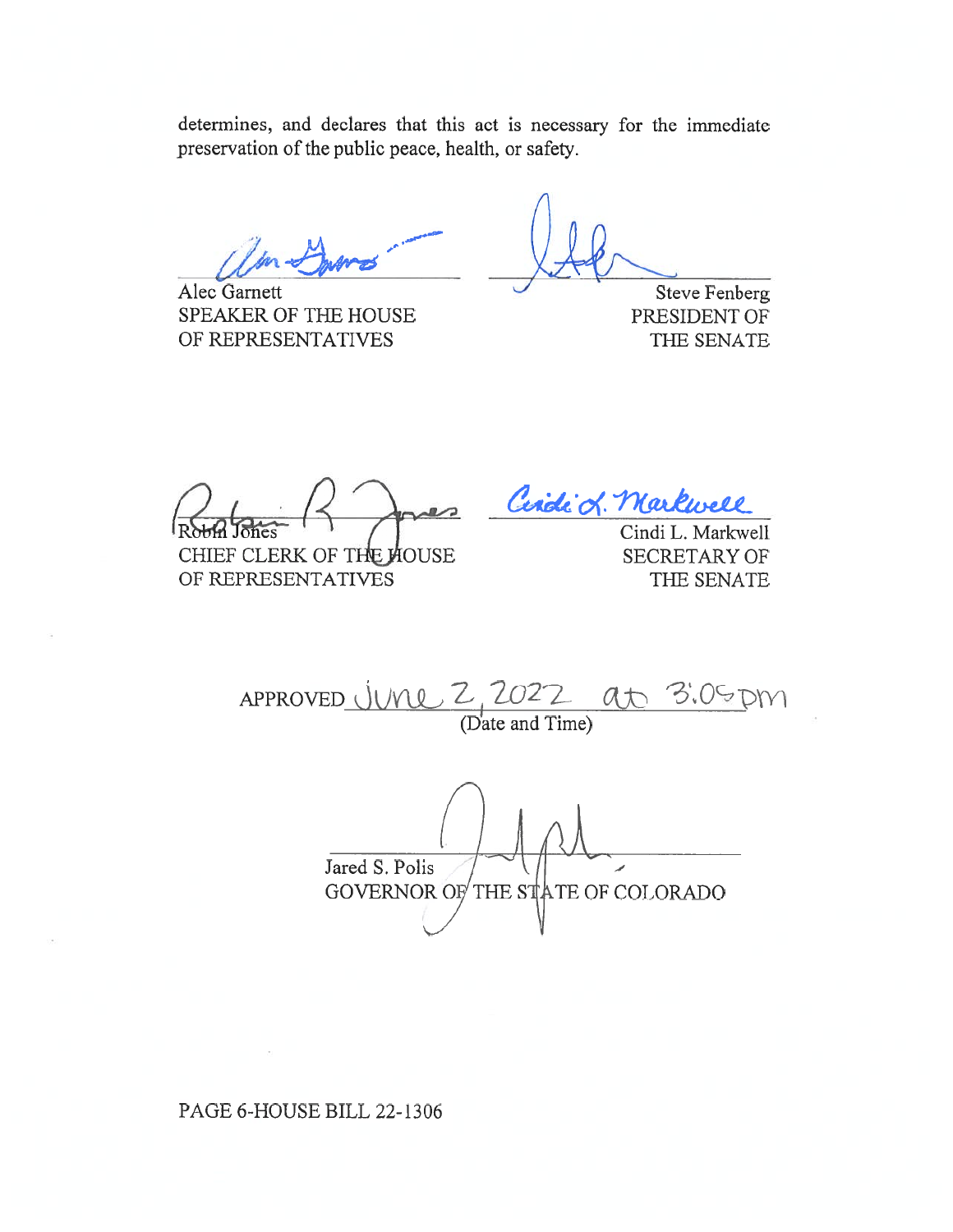determines, and declares that this act is necessary for the immediate preservation of the public peace, health, or safety.

Alec Garnett
SPEAKER OF THE HOUSE
OF REPRESENTATIVES

Steve Fenberg
PRESIDENT OF
THE SENATE

Robin Jones
CHIEF CLERK OF THE HOUSE
OF REPRESENTATIVES

Cindi L. Markwell
SECRETARY OF
THE SENATE

APPROVED June 2, 2022 at 3:05pm
(Date and Time)

Jared S. Polis
GOVERNOR OF THE STATE OF COLORADO

PAGE 6-HOUSE BILL 22-1306